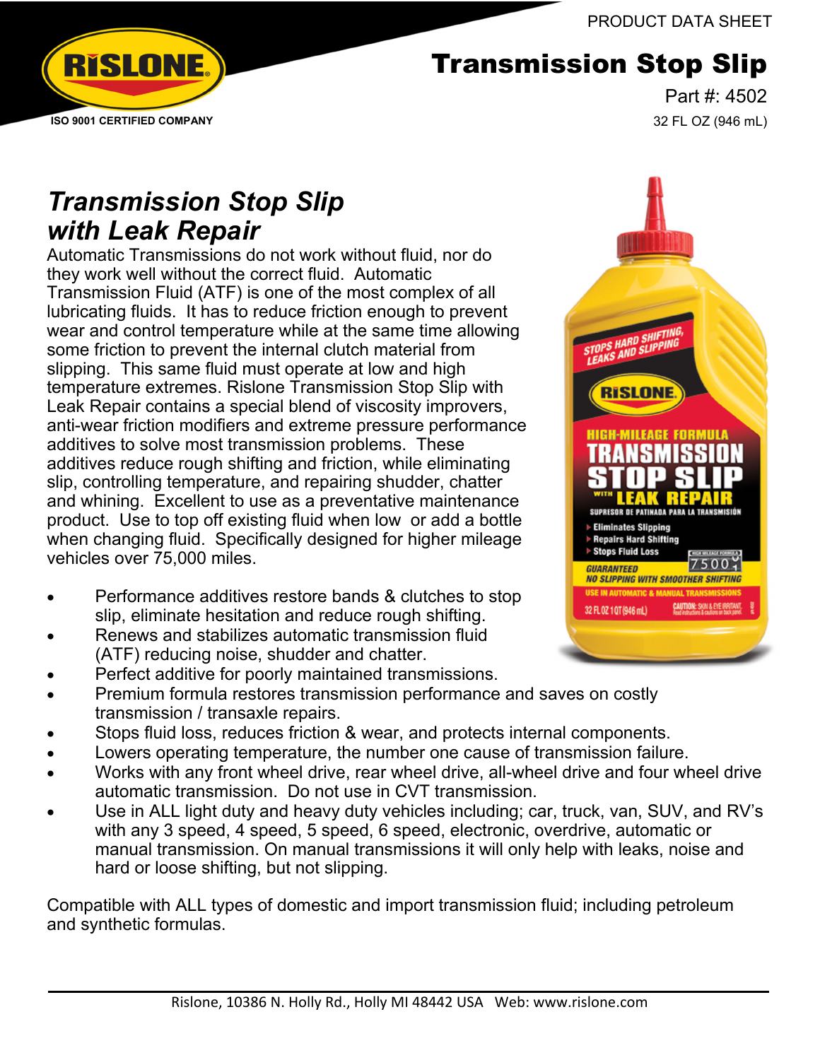PRODUCT DATA SHEET

ISO 9001 CERTIFIED COMPANY

# Transmission Stop Slip

Part #: 4502

32 FL OZ (946 mL)

## *Transmission Stop Slip with Leak Repair*

Automatic Transmissions do not work without fluid, nor do they work well without the correct fluid. Automatic Transmission Fluid (ATF) is one of the most complex of all lubricating fluids. It has to reduce friction enough to prevent wear and control temperature while at the same time allowing some friction to prevent the internal clutch material from slipping. This same fluid must operate at low and high temperature extremes. Rislone Transmission Stop Slip with Leak Repair contains a special blend of viscosity improvers, anti-wear friction modifiers and extreme pressure performance additives to solve most transmission problems. These additives reduce rough shifting and friction, while eliminating slip, controlling temperature, and repairing shudder, chatter and whining. Excellent to use as a preventative maintenance product. Use to top off existing fluid when low or add a bottle when changing fluid. Specifically designed for higher mileage vehicles over 75,000 miles.

- Performance additives restore bands & clutches to stop slip, eliminate hesitation and reduce rough shifting.
- Renews and stabilizes automatic transmission fluid (ATF) reducing noise, shudder and chatter.
- Perfect additive for poorly maintained transmissions.
- Premium formula restores transmission performance and saves on costly transmission / transaxle repairs.
- Stops fluid loss, reduces friction & wear, and protects internal components.
- Lowers operating temperature, the number one cause of transmission failure.
- Works with any front wheel drive, rear wheel drive, all-wheel drive and four wheel drive automatic transmission. Do not use in CVT transmission.
- Use in ALL light duty and heavy duty vehicles including; car, truck, van, SUV, and RV's with any 3 speed, 4 speed, 5 speed, 6 speed, electronic, overdrive, automatic or manual transmission. On manual transmissions it will only help with leaks, noise and hard or loose shifting, but not slipping.

Compatible with ALL types of domestic and import transmission fluid; including petroleum and synthetic formulas.

Rislone, 10386 N. Holly Rd., Holly MI 48442 USA Web: www.rislone.com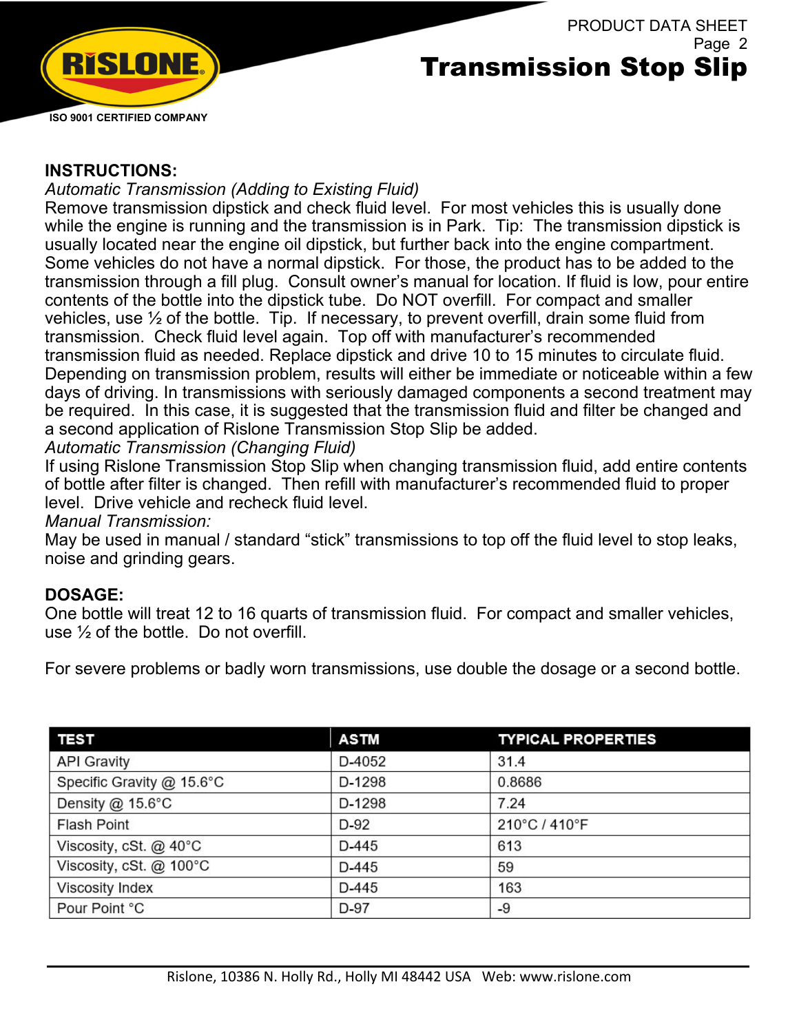## INSTRUCTIONS:

*Automatic Transmission (Adding to Existing Fluid)*

Remove transmission dipstick and check fluid level. For most vehicles this is usually done while the engine is running and the transmission is in Park. Tip: The transmission dipstick is usually located near the engine oil dipstick, but further back into the engine compartment. Some vehicles do not have a normal dipstick. For those, the product has to be added to the transmission through a fill plug. Consult owner's manual for location. If fluid is low, pour entire contents of the bottle into the dipstick tube. Do NOT overfill. For compact and smaller vehicles, use ½ of the bottle. Tip. If necessary, to prevent overfill, drain some fluid from transmission. Check fluid level again. Top off with manufacturer's recommended transmission fluid as needed. Replace dipstick and drive 10 to 15 minutes to circulate fluid. Depending on transmission problem, results will either be immediate or noticeable within a few days of driving. In transmissions with seriously damaged components a second treatment may be required. In this case, it is suggested that the transmission fluid and filter be changed and a second application of Rislone Transmission Stop Slip be added.

*Automatic Transmission (Changing Fluid)*

If using Rislone Transmission Stop Slip when changing transmission fluid, add entire contents of bottle after filter is changed. Then refill with manufacturer's recommended fluid to proper level. Drive vehicle and recheck fluid level.

*Manual Transmission:*

May be used in manual / standard "stick" transmissions to top off the fluid level to stop leaks, noise and grinding gears.

## DOSAGE:

One bottle will treat 12 to 16 quarts of transmission fluid. For compact and smaller vehicles, use ½ of the bottle. Do not overfill.

For severe problems or badly worn transmissions, use double the dosage or a second bottle.

| TEST | ASTM | TYPICAL PROPERTIES |
|---|---|---|
| API Gravity | D-4052 | 31.4 |
| Specific Gravity @ 15.6°C | D-1298 | 0.8686 |
| Density @ 15.6°C | D-1298 | 7.24 |
| Flash Point | D-92 | 210°C / 410°F |
| Viscosity, cSt. @ 40°C | D-445 | 613 |
| Viscosity, cSt. @ 100°C | D-445 | 59 |
| Viscosity Index | D-445 | 163 |
| Pour Point °C | D-97 | -9 |